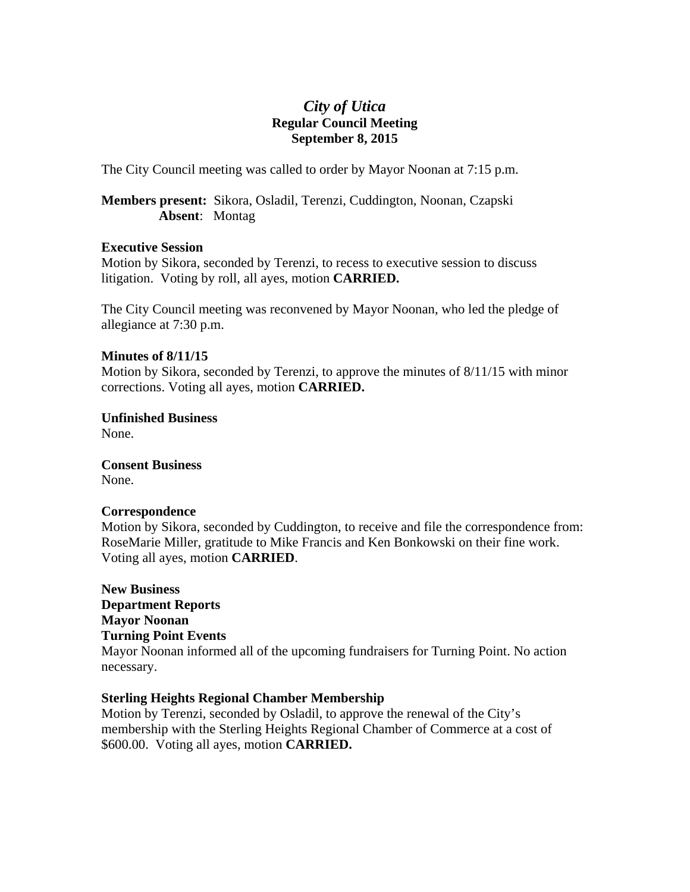# *City of Utica*
## Regular Council Meeting
## September 8, 2015

The City Council meeting was called to order by Mayor Noonan at 7:15 p.m.

**Members present:** Sikora, Osladil, Terenzi, Cuddington, Noonan, Czapski
**Absent**: Montag

**Executive Session**
Motion by Sikora, seconded by Terenzi, to recess to executive session to discuss litigation. Voting by roll, all ayes, motion **CARRIED.**

The City Council meeting was reconvened by Mayor Noonan, who led the pledge of allegiance at 7:30 p.m.

**Minutes of 8/11/15**
Motion by Sikora, seconded by Terenzi, to approve the minutes of 8/11/15 with minor corrections. Voting all ayes, motion **CARRIED.**

**Unfinished Business**
None.

**Consent Business**
None.

**Correspondence**
Motion by Sikora, seconded by Cuddington, to receive and file the correspondence from: RoseMarie Miller, gratitude to Mike Francis and Ken Bonkowski on their fine work. Voting all ayes, motion **CARRIED**.

**New Business**
**Department Reports**
**Mayor Noonan**
**Turning Point Events**
Mayor Noonan informed all of the upcoming fundraisers for Turning Point. No action necessary.

**Sterling Heights Regional Chamber Membership**
Motion by Terenzi, seconded by Osladil, to approve the renewal of the City's membership with the Sterling Heights Regional Chamber of Commerce at a cost of $600.00. Voting all ayes, motion **CARRIED.**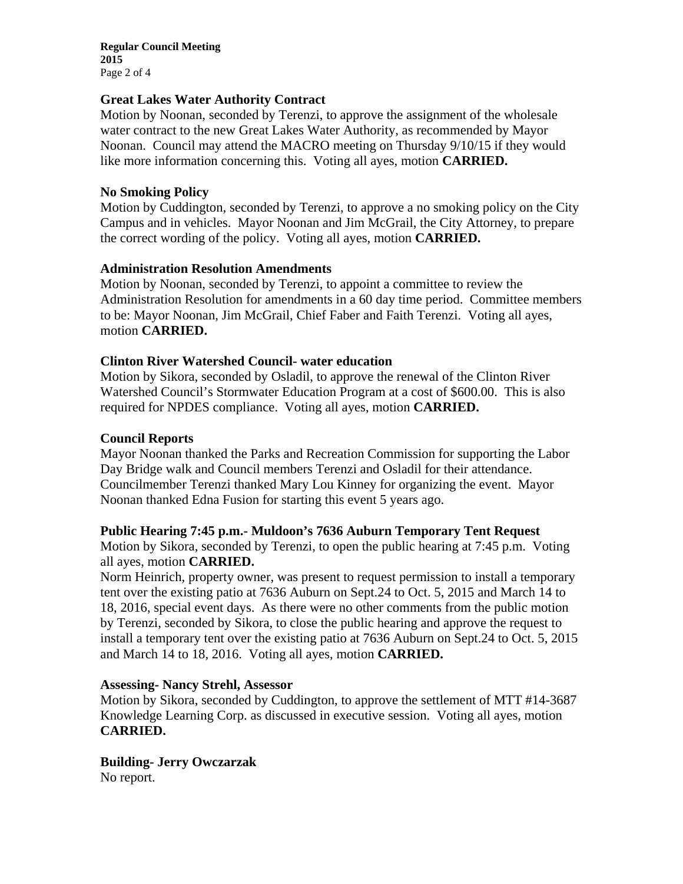### Great Lakes Water Authority Contract

Motion by Noonan, seconded by Terenzi, to approve the assignment of the wholesale water contract to the new Great Lakes Water Authority, as recommended by Mayor Noonan. Council may attend the MACRO meeting on Thursday 9/10/15 if they would like more information concerning this. Voting all ayes, motion **CARRIED.**

### No Smoking Policy

Motion by Cuddington, seconded by Terenzi, to approve a no smoking policy on the City Campus and in vehicles. Mayor Noonan and Jim McGrail, the City Attorney, to prepare the correct wording of the policy. Voting all ayes, motion **CARRIED.**

### Administration Resolution Amendments

Motion by Noonan, seconded by Terenzi, to appoint a committee to review the Administration Resolution for amendments in a 60 day time period. Committee members to be: Mayor Noonan, Jim McGrail, Chief Faber and Faith Terenzi. Voting all ayes, motion **CARRIED.**

### Clinton River Watershed Council- water education

Motion by Sikora, seconded by Osladil, to approve the renewal of the Clinton River Watershed Council's Stormwater Education Program at a cost of $600.00. This is also required for NPDES compliance. Voting all ayes, motion **CARRIED.**

### Council Reports

Mayor Noonan thanked the Parks and Recreation Commission for supporting the Labor Day Bridge walk and Council members Terenzi and Osladil for their attendance. Councilmember Terenzi thanked Mary Lou Kinney for organizing the event. Mayor Noonan thanked Edna Fusion for starting this event 5 years ago.

### Public Hearing 7:45 p.m.- Muldoon's 7636 Auburn Temporary Tent Request

Motion by Sikora, seconded by Terenzi, to open the public hearing at 7:45 p.m. Voting all ayes, motion **CARRIED.**

Norm Heinrich, property owner, was present to request permission to install a temporary tent over the existing patio at 7636 Auburn on Sept.24 to Oct. 5, 2015 and March 14 to 18, 2016, special event days. As there were no other comments from the public motion by Terenzi, seconded by Sikora, to close the public hearing and approve the request to install a temporary tent over the existing patio at 7636 Auburn on Sept.24 to Oct. 5, 2015 and March 14 to 18, 2016. Voting all ayes, motion **CARRIED.**

### Assessing- Nancy Strehl, Assessor

Motion by Sikora, seconded by Cuddington, to approve the settlement of MTT #14-3687 Knowledge Learning Corp. as discussed in executive session. Voting all ayes, motion **CARRIED.**

### Building- Jerry Owczarzak

No report.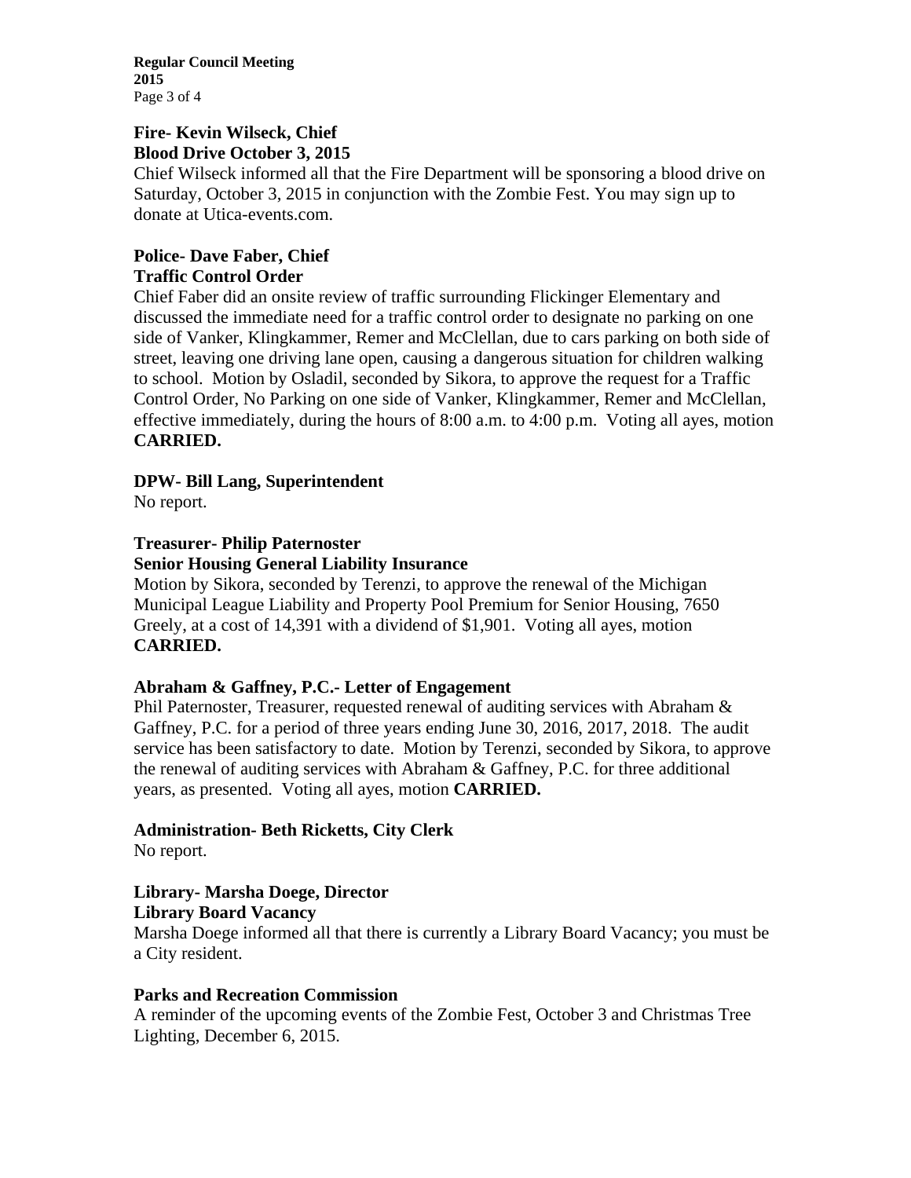**Fire- Kevin Wilseck, Chief**
**Blood Drive October 3, 2015**

Chief Wilseck informed all that the Fire Department will be sponsoring a blood drive on Saturday, October 3, 2015 in conjunction with the Zombie Fest. You may sign up to donate at Utica-events.com.

**Police- Dave Faber, Chief**
**Traffic Control Order**

Chief Faber did an onsite review of traffic surrounding Flickinger Elementary and discussed the immediate need for a traffic control order to designate no parking on one side of Vanker, Klingkammer, Remer and McClellan, due to cars parking on both side of street, leaving one driving lane open, causing a dangerous situation for children walking to school. Motion by Osladil, seconded by Sikora, to approve the request for a Traffic Control Order, No Parking on one side of Vanker, Klingkammer, Remer and McClellan, effective immediately, during the hours of 8:00 a.m. to 4:00 p.m. Voting all ayes, motion **CARRIED.**

**DPW- Bill Lang, Superintendent**

No report.

**Treasurer- Philip Paternoster**
**Senior Housing General Liability Insurance**

Motion by Sikora, seconded by Terenzi, to approve the renewal of the Michigan Municipal League Liability and Property Pool Premium for Senior Housing, 7650 Greely, at a cost of 14,391 with a dividend of $1,901. Voting all ayes, motion **CARRIED.**

**Abraham & Gaffney, P.C.- Letter of Engagement**

Phil Paternoster, Treasurer, requested renewal of auditing services with Abraham & Gaffney, P.C. for a period of three years ending June 30, 2016, 2017, 2018. The audit service has been satisfactory to date. Motion by Terenzi, seconded by Sikora, to approve the renewal of auditing services with Abraham & Gaffney, P.C. for three additional years, as presented. Voting all ayes, motion **CARRIED.**

**Administration- Beth Ricketts, City Clerk**

No report.

**Library- Marsha Doege, Director**
**Library Board Vacancy**

Marsha Doege informed all that there is currently a Library Board Vacancy; you must be a City resident.

**Parks and Recreation Commission**

A reminder of the upcoming events of the Zombie Fest, October 3 and Christmas Tree Lighting, December 6, 2015.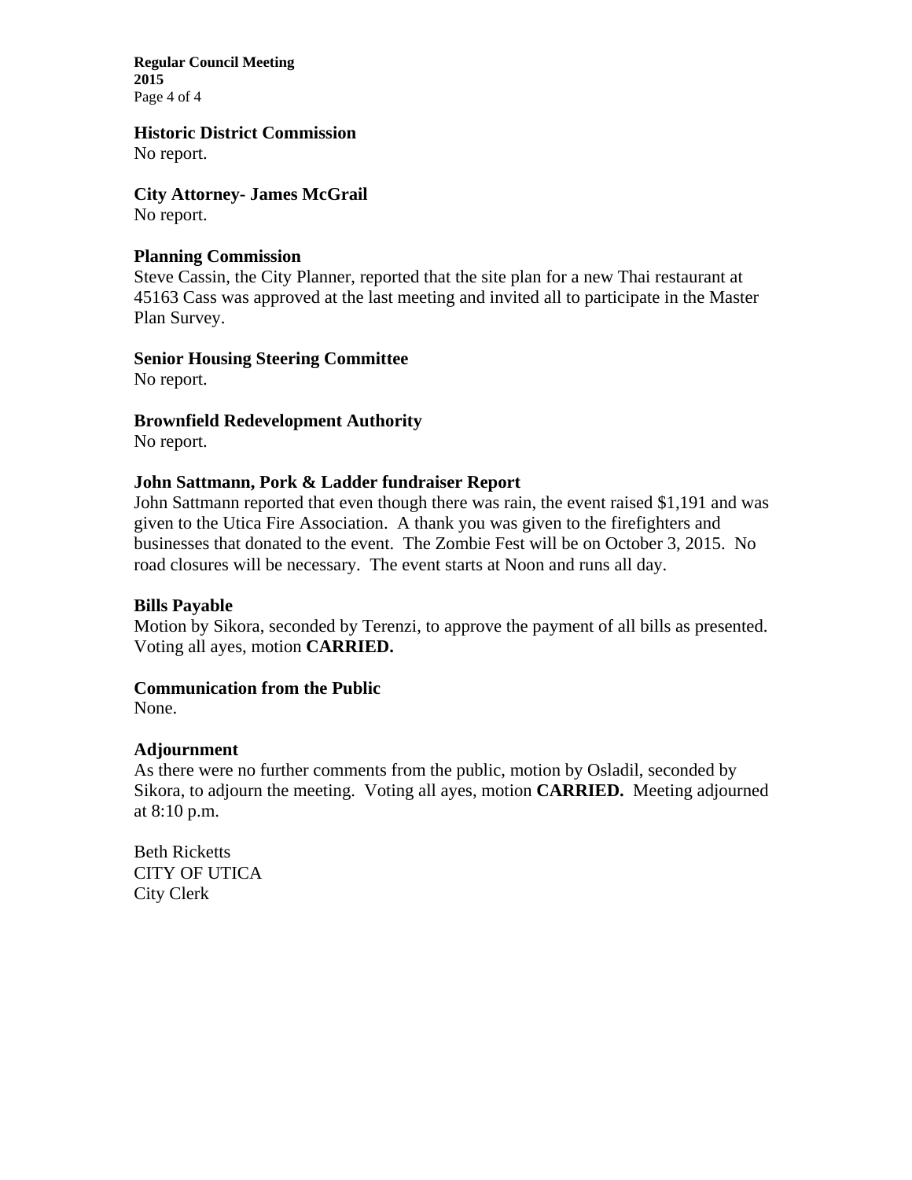**Historic District Commission**
No report.

**City Attorney- James McGrail**
No report.

**Planning Commission**
Steve Cassin, the City Planner, reported that the site plan for a new Thai restaurant at 45163 Cass was approved at the last meeting and invited all to participate in the Master Plan Survey.

**Senior Housing Steering Committee**
No report.

**Brownfield Redevelopment Authority**
No report.

**John Sattmann, Pork & Ladder fundraiser Report**
John Sattmann reported that even though there was rain, the event raised $1,191 and was given to the Utica Fire Association. A thank you was given to the firefighters and businesses that donated to the event. The Zombie Fest will be on October 3, 2015. No road closures will be necessary. The event starts at Noon and runs all day.

**Bills Payable**
Motion by Sikora, seconded by Terenzi, to approve the payment of all bills as presented. Voting all ayes, motion **CARRIED.**

**Communication from the Public**
None.

**Adjournment**
As there were no further comments from the public, motion by Osladil, seconded by Sikora, to adjourn the meeting. Voting all ayes, motion **CARRIED.** Meeting adjourned at 8:10 p.m.

Beth Ricketts
CITY OF UTICA
City Clerk